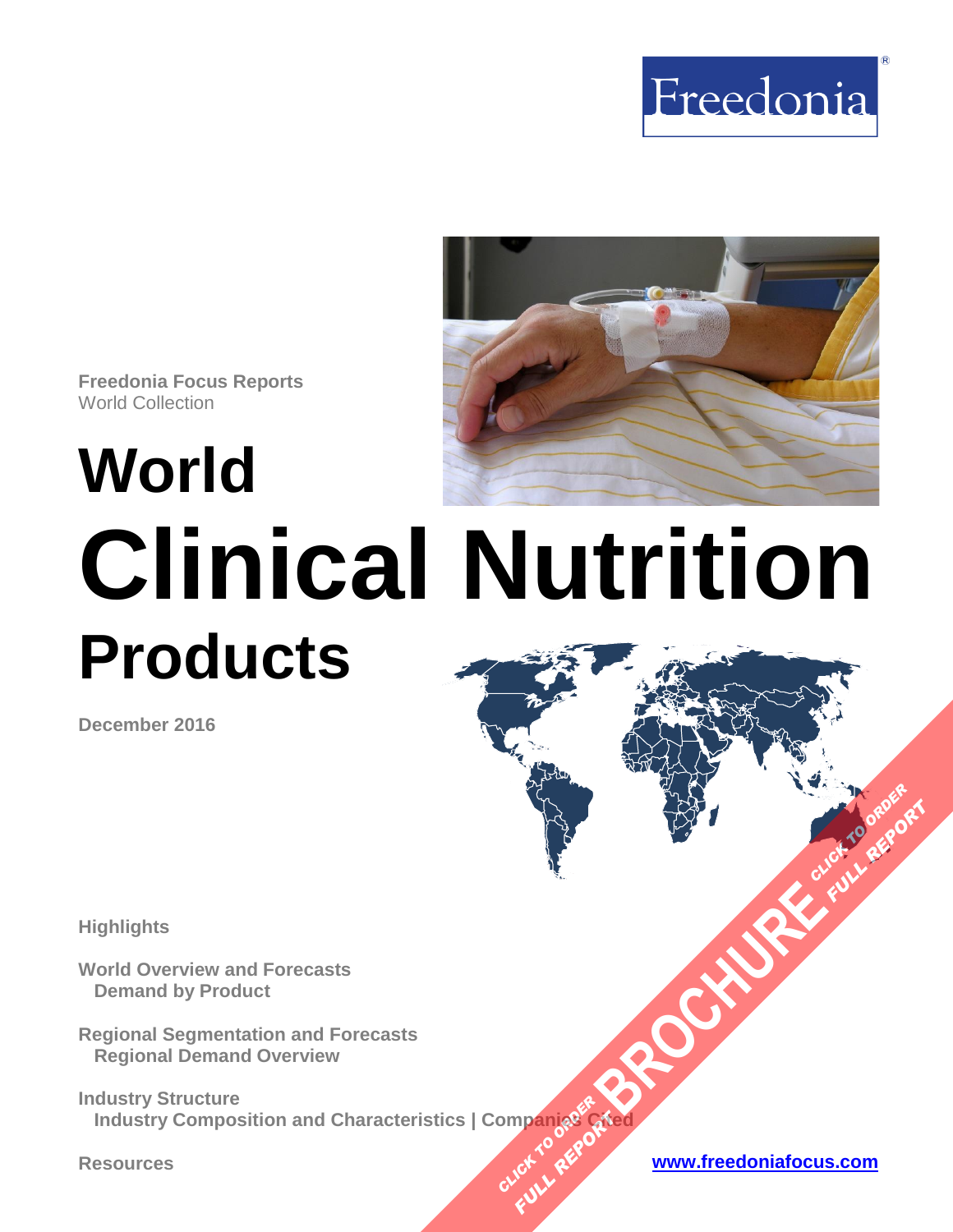Freedonia

**Freedonia Focus Reports**
World Collection

# World Clinical Nutrition Products

**December 2016**

**Highlights**

**World Overview and Forecasts**
**Demand by Product**

**Regional Segmentation and Forecasts**
**Regional Demand Overview**

**Industry Structure**
**Industry Composition and Characteristics | Companies Cited**

**Resources**

www.freedoniafocus.com

BROCHURE — CLICK TO ORDER FULL REPORT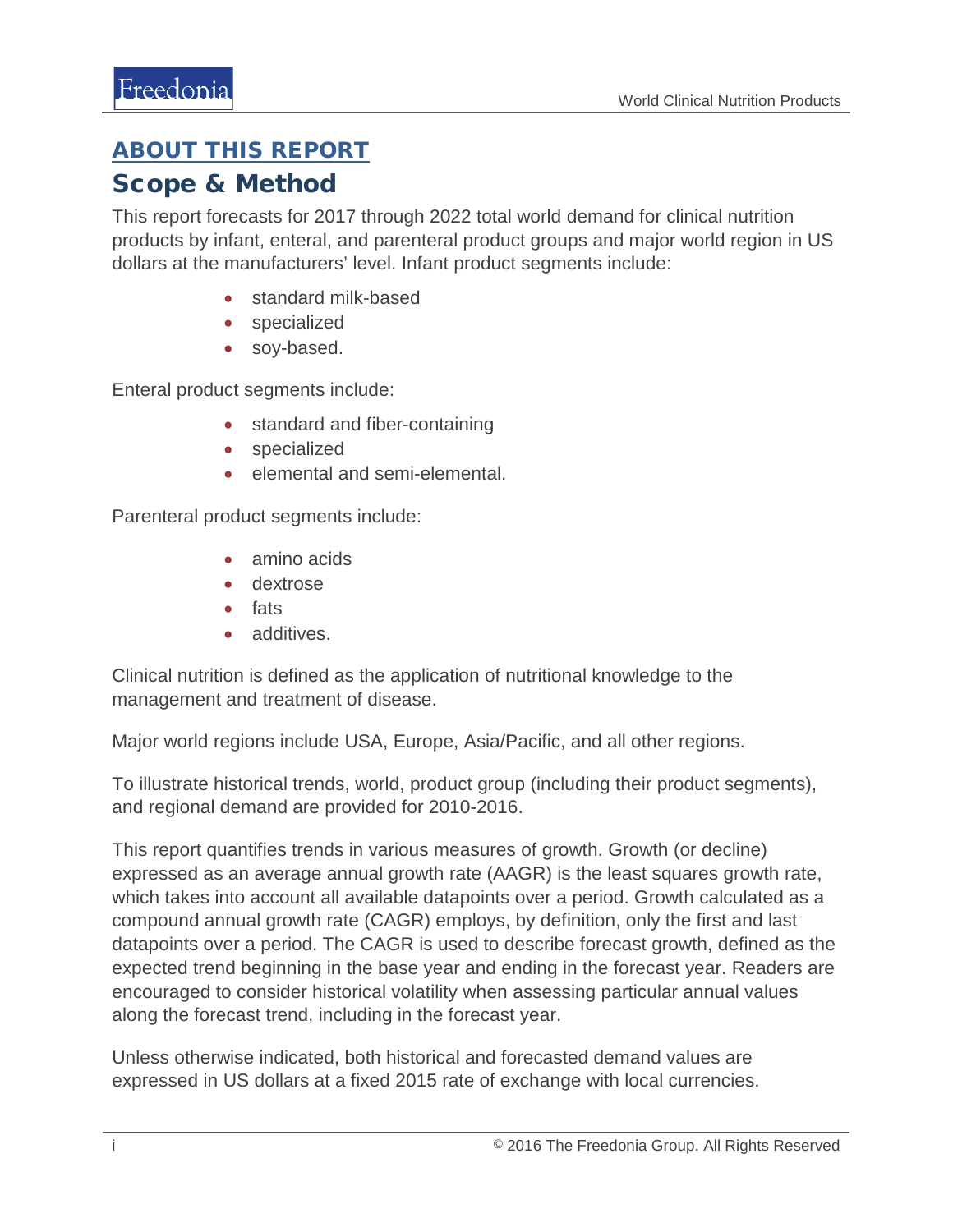## ABOUT THIS REPORT

### Scope & Method

This report forecasts for 2017 through 2022 total world demand for clinical nutrition products by infant, enteral, and parenteral product groups and major world region in US dollars at the manufacturers' level. Infant product segments include:

- standard milk-based
- specialized
- soy-based.

Enteral product segments include:

- standard and fiber-containing
- specialized
- elemental and semi-elemental.

Parenteral product segments include:

- amino acids
- dextrose
- fats
- additives.

Clinical nutrition is defined as the application of nutritional knowledge to the management and treatment of disease.

Major world regions include USA, Europe, Asia/Pacific, and all other regions.

To illustrate historical trends, world, product group (including their product segments), and regional demand are provided for 2010-2016.

This report quantifies trends in various measures of growth. Growth (or decline) expressed as an average annual growth rate (AAGR) is the least squares growth rate, which takes into account all available datapoints over a period. Growth calculated as a compound annual growth rate (CAGR) employs, by definition, only the first and last datapoints over a period. The CAGR is used to describe forecast growth, defined as the expected trend beginning in the base year and ending in the forecast year. Readers are encouraged to consider historical volatility when assessing particular annual values along the forecast trend, including in the forecast year.

Unless otherwise indicated, both historical and forecasted demand values are expressed in US dollars at a fixed 2015 rate of exchange with local currencies.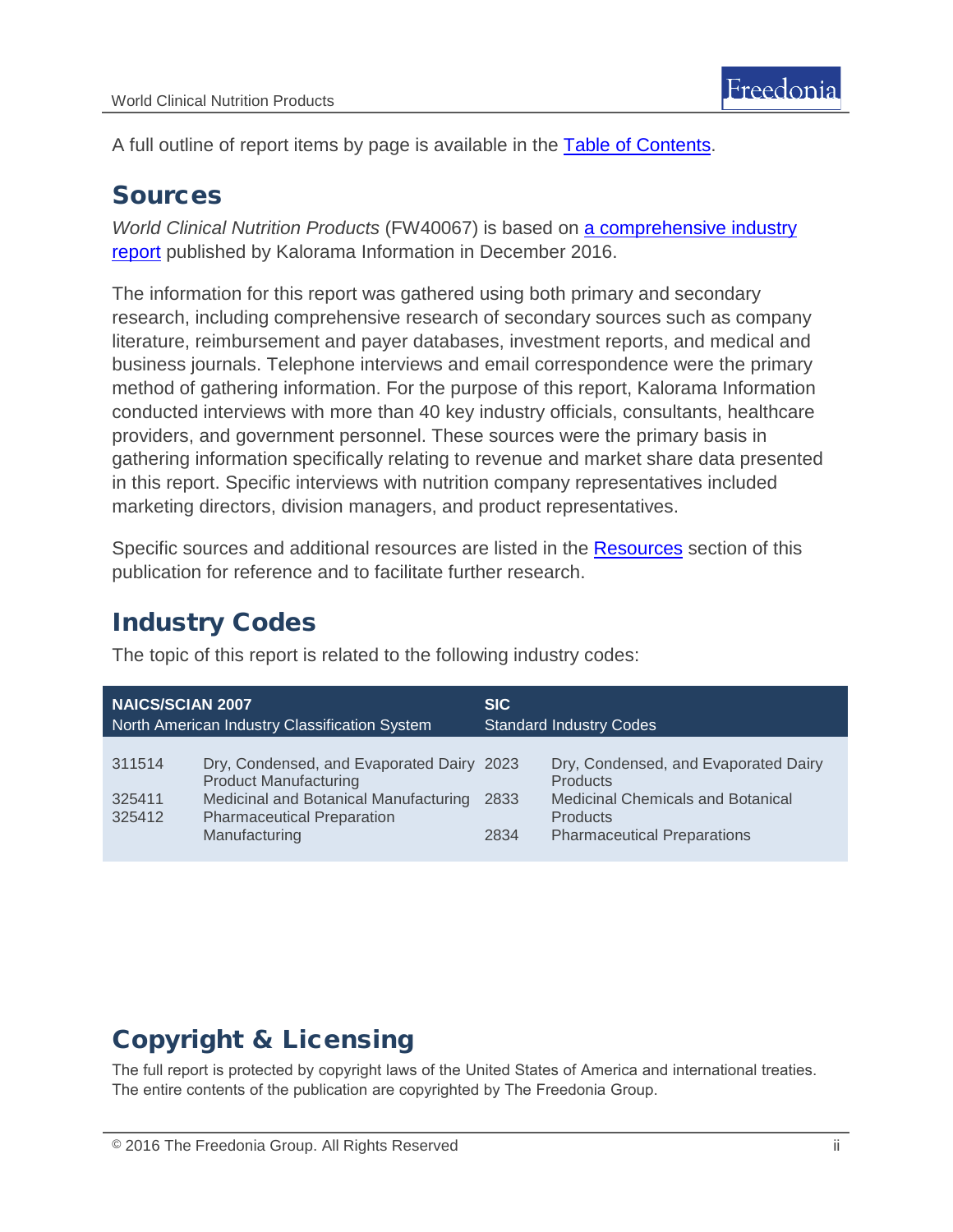A full outline of report items by page is available in the [Table of Contents](#).

## Sources

*World Clinical Nutrition Products* (FW40067) is based on [a comprehensive industry report](#) published by Kalorama Information in December 2016.

The information for this report was gathered using both primary and secondary research, including comprehensive research of secondary sources such as company literature, reimbursement and payer databases, investment reports, and medical and business journals. Telephone interviews and email correspondence were the primary method of gathering information. For the purpose of this report, Kalorama Information conducted interviews with more than 40 key industry officials, consultants, healthcare providers, and government personnel. These sources were the primary basis in gathering information specifically relating to revenue and market share data presented in this report. Specific interviews with nutrition company representatives included marketing directors, division managers, and product representatives.

Specific sources and additional resources are listed in the [Resources](#) section of this publication for reference and to facilitate further research.

## Industry Codes

The topic of this report is related to the following industry codes:

| NAICS/SCIAN 2007 North American Industry Classification System | | SIC Standard Industry Codes | |
|---|---|---|---|
| 311514 | Dry, Condensed, and Evaporated Dairy Product Manufacturing | 2023 | Dry, Condensed, and Evaporated Dairy Products |
| 325411 | Medicinal and Botanical Manufacturing | 2833 | Medicinal Chemicals and Botanical Products |
| 325412 | Pharmaceutical Preparation Manufacturing | 2834 | Pharmaceutical Preparations |

## Copyright & Licensing

The full report is protected by copyright laws of the United States of America and international treaties. The entire contents of the publication are copyrighted by The Freedonia Group.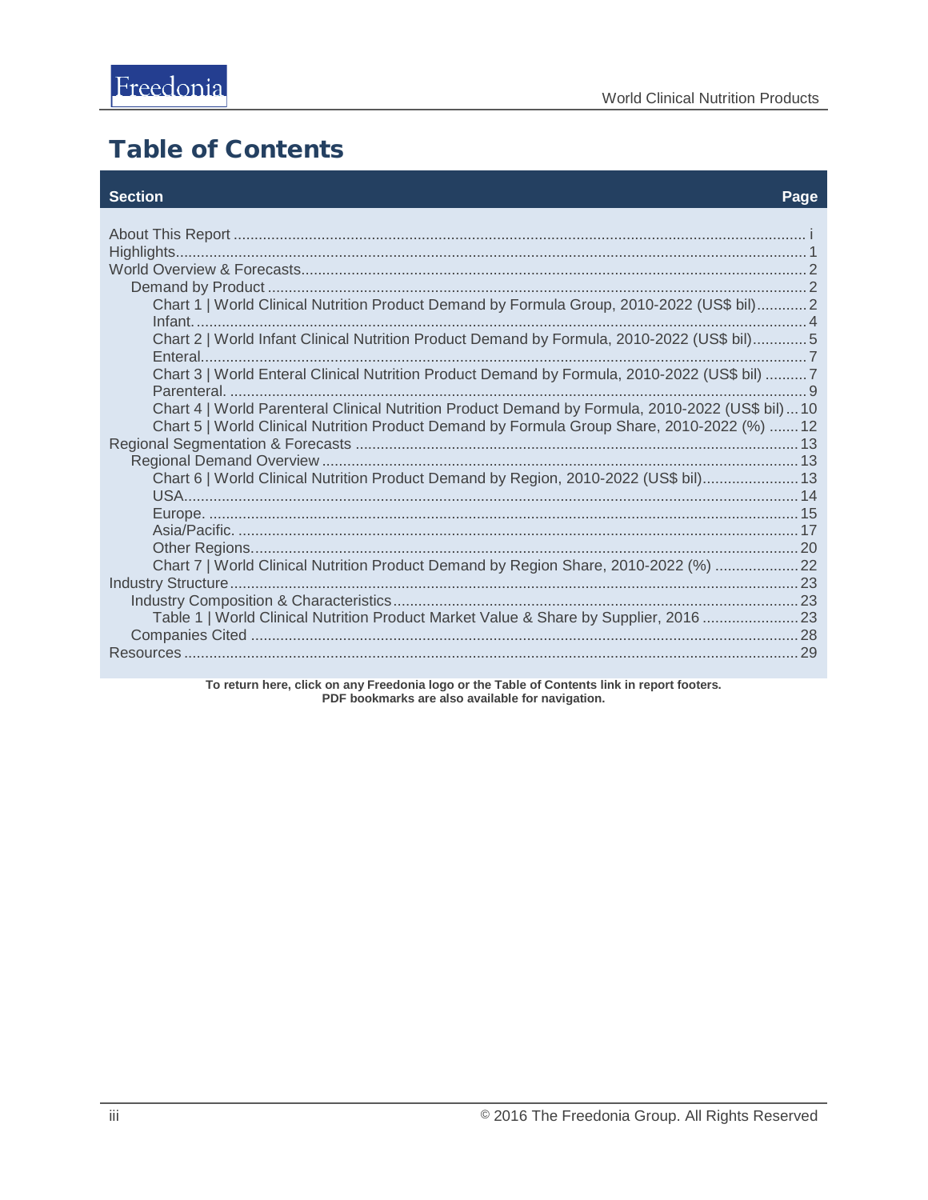# Table of Contents

| Section | Page |
|---|---|
| About This Report | i |
| Highlights | 1 |
| World Overview & Forecasts | 2 |
| Demand by Product | 2 |
| Chart 1 \| World Clinical Nutrition Product Demand by Formula Group, 2010-2022 (US$ bil) | 2 |
| Infant. | 4 |
| Chart 2 \| World Infant Clinical Nutrition Product Demand by Formula, 2010-2022 (US$ bil) | 5 |
| Enteral | 7 |
| Chart 3 \| World Enteral Clinical Nutrition Product Demand by Formula, 2010-2022 (US$ bil) | 7 |
| Parenteral. | 9 |
| Chart 4 \| World Parenteral Clinical Nutrition Product Demand by Formula, 2010-2022 (US$ bil) | 10 |
| Chart 5 \| World Clinical Nutrition Product Demand by Formula Group Share, 2010-2022 (%) | 12 |
| Regional Segmentation & Forecasts | 13 |
| Regional Demand Overview | 13 |
| Chart 6 \| World Clinical Nutrition Product Demand by Region, 2010-2022 (US$ bil) | 13 |
| USA | 14 |
| Europe. | 15 |
| Asia/Pacific. | 17 |
| Other Regions. | 20 |
| Chart 7 \| World Clinical Nutrition Product Demand by Region Share, 2010-2022 (%) | 22 |
| Industry Structure | 23 |
| Industry Composition & Characteristics | 23 |
| Table 1 \| World Clinical Nutrition Product Market Value & Share by Supplier, 2016 | 23 |
| Companies Cited | 28 |
| Resources | 29 |

**To return here, click on any Freedonia logo or the Table of Contents link in report footers.**
**PDF bookmarks are also available for navigation.**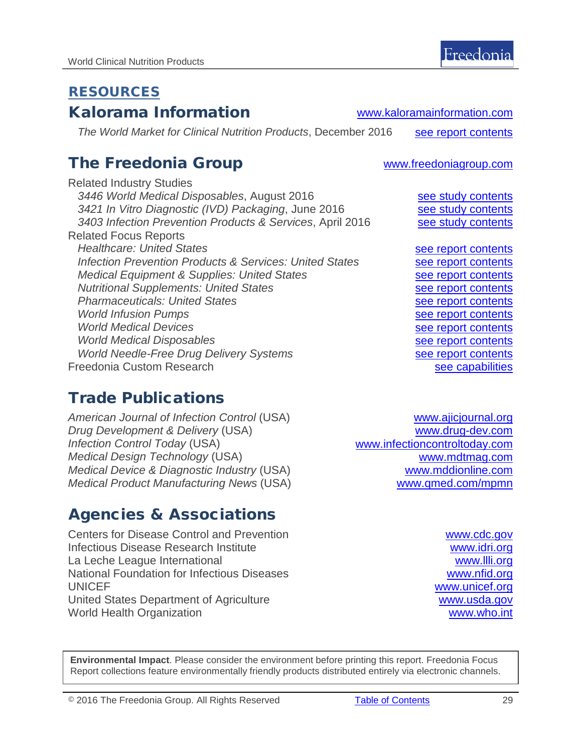# RESOURCES

## Kalorama Information

www.kaloramainformation.com

*The World Market for Clinical Nutrition Products*, December 2016 — see report contents

## The Freedonia Group

www.freedoniagroup.com

Related Industry Studies

- *3446 World Medical Disposables*, August 2016 — see study contents
- *3421 In Vitro Diagnostic (IVD) Packaging*, June 2016 — see study contents
- *3403 Infection Prevention Products & Services*, April 2016 — see study contents

Related Focus Reports

- *Healthcare: United States* — see report contents
- *Infection Prevention Products & Services: United States* — see report contents
- *Medical Equipment & Supplies: United States* — see report contents
- *Nutritional Supplements: United States* — see report contents
- *Pharmaceuticals: United States* — see report contents
- *World Infusion Pumps* — see report contents
- *World Medical Devices* — see report contents
- *World Medical Disposables* — see report contents
- *World Needle-Free Drug Delivery Systems* — see report contents

Freedonia Custom Research — see capabilities

## Trade Publications

- *American Journal of Infection Control* (USA) — www.ajicjournal.org
- *Drug Development & Delivery* (USA) — www.drug-dev.com
- *Infection Control Today* (USA) — www.infectioncontroltoday.com
- *Medical Design Technology* (USA) — www.mdtmag.com
- *Medical Device & Diagnostic Industry* (USA) — www.mddionline.com
- *Medical Product Manufacturing News* (USA) — www.qmed.com/mpmn

## Agencies & Associations

- Centers for Disease Control and Prevention — www.cdc.gov
- Infectious Disease Research Institute — www.idri.org
- La Leche League International — www.llli.org
- National Foundation for Infectious Diseases — www.nfid.org
- UNICEF — www.unicef.org
- United States Department of Agriculture — www.usda.gov
- World Health Organization — www.who.int

**Environmental Impact**. Please consider the environment before printing this report. Freedonia Focus Report collections feature environmentally friendly products distributed entirely via electronic channels.